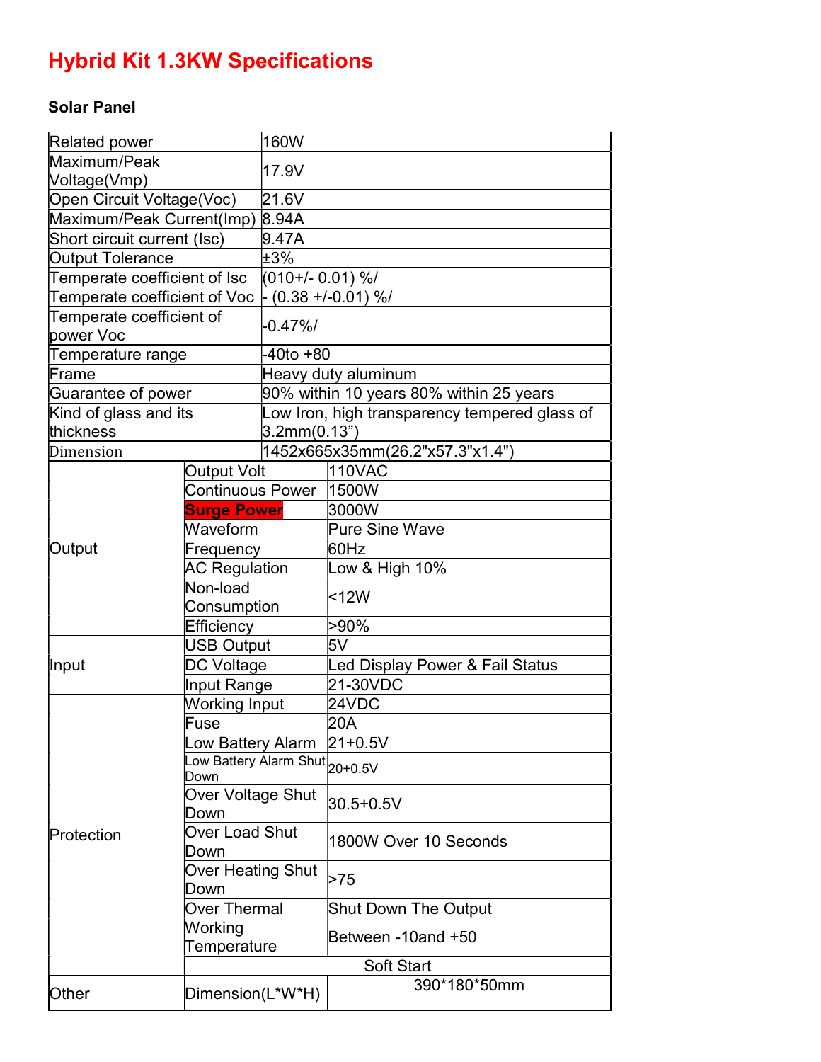# Hybrid Kit 1.3KW Specifications

## Solar Panel

| | | |
|---|---|---|
| Related power | | 160W |
| Maximum/Peak Voltage(Vmp) | | 17.9V |
| Open Circuit Voltage(Voc) | | 21.6V |
| Maximum/Peak Current(Imp) | | 8.94A |
| Short circuit current (Isc) | | 9.47A |
| Output Tolerance | | ±3% |
| Temperate coefficient of Isc | | (010+/- 0.01) %/ |
| Temperate coefficient of Voc | | - (0.38 +/-0.01) %/ |
| Temperate coefficient of power Voc | | -0.47%/ |
| Temperature range | | -40to +80 |
| Frame | | Heavy duty aluminum |
| Guarantee of power | | 90% within 10 years 80% within 25 years |
| Kind of glass and its thickness | | Low Iron, high transparency tempered glass of 3.2mm(0.13") |
| Dimension | | 1452x665x35mm(26.2"x57.3"x1.4") |
| Output | Output Volt | 110VAC |
| | Continuous Power | 1500W |
| | **Surge Power** | 3000W |
| | Waveform | Pure Sine Wave |
| | Frequency | 60Hz |
| | AC Regulation | Low & High 10% |
| | Non-load Consumption | <12W |
| | Efficiency | >90% |
| Input | USB Output | 5V |
| | DC Voltage | Led Display Power & Fail Status |
| | Input Range | 21-30VDC |
| Protection | Working Input | 24VDC |
| | Fuse | 20A |
| | Low Battery Alarm | 21+0.5V |
| | Low Battery Alarm Shut Down | 20+0.5V |
| | Over Voltage Shut Down | 30.5+0.5V |
| | Over Load Shut Down | 1800W Over 10 Seconds |
| | Over Heating Shut Down | >75 |
| | Over Thermal | Shut Down The Output |
| | Working Temperature | Between -10and +50 |
| | Soft Start | |
| Other | Dimension(L*W*H) | 390*180*50mm |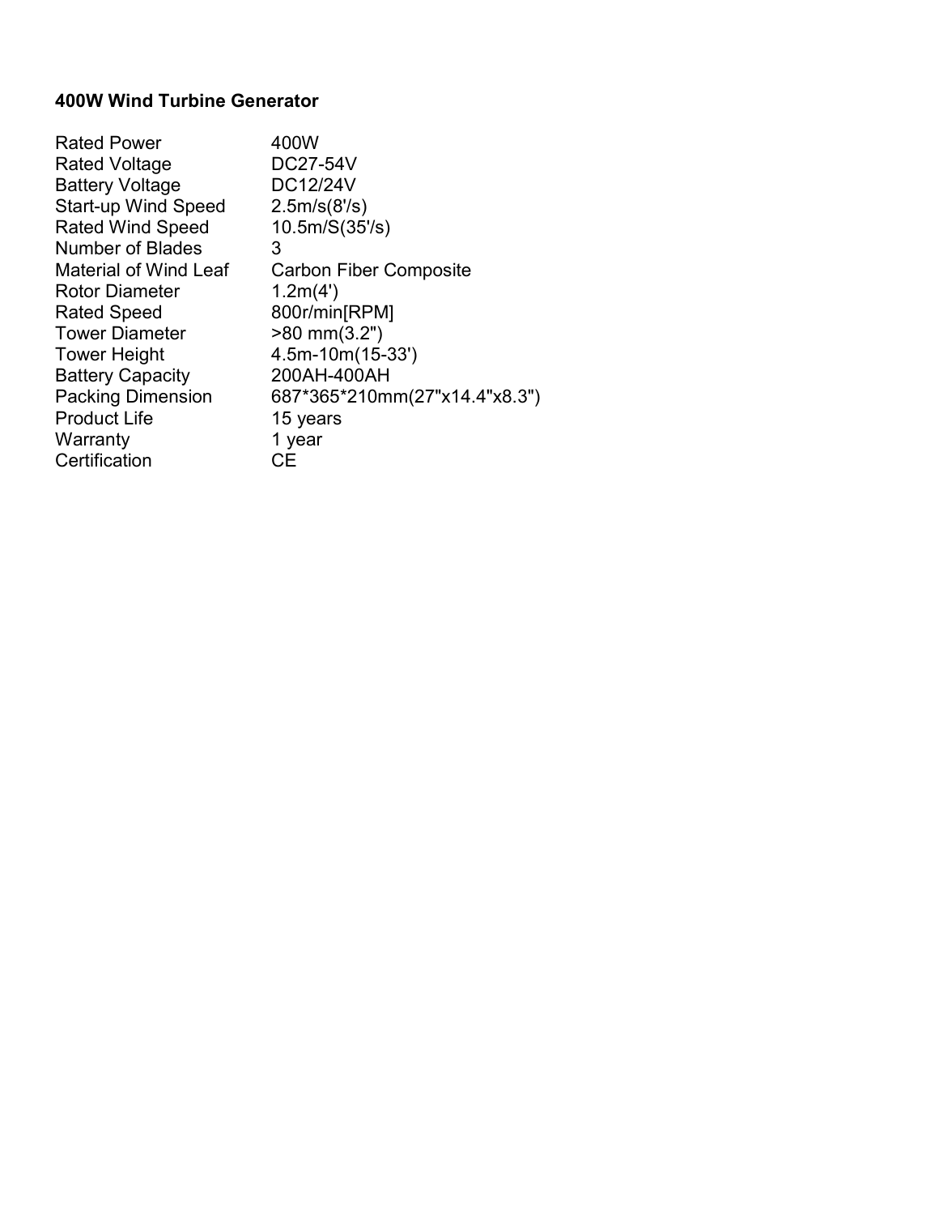**400W Wind Turbine Generator**

| | |
|---|---|
| Rated Power | 400W |
| Rated Voltage | DC27-54V |
| Battery Voltage | DC12/24V |
| Start-up Wind Speed | 2.5m/s(8'/s) |
| Rated Wind Speed | 10.5m/S(35'/s) |
| Number of Blades | 3 |
| Material of Wind Leaf | Carbon Fiber Composite |
| Rotor Diameter | 1.2m(4') |
| Rated Speed | 800r/min[RPM] |
| Tower Diameter | >80 mm(3.2") |
| Tower Height | 4.5m-10m(15-33') |
| Battery Capacity | 200AH-400AH |
| Packing Dimension | 687*365*210mm(27"x14.4"x8.3") |
| Product Life | 15 years |
| Warranty | 1 year |
| Certification | CE |